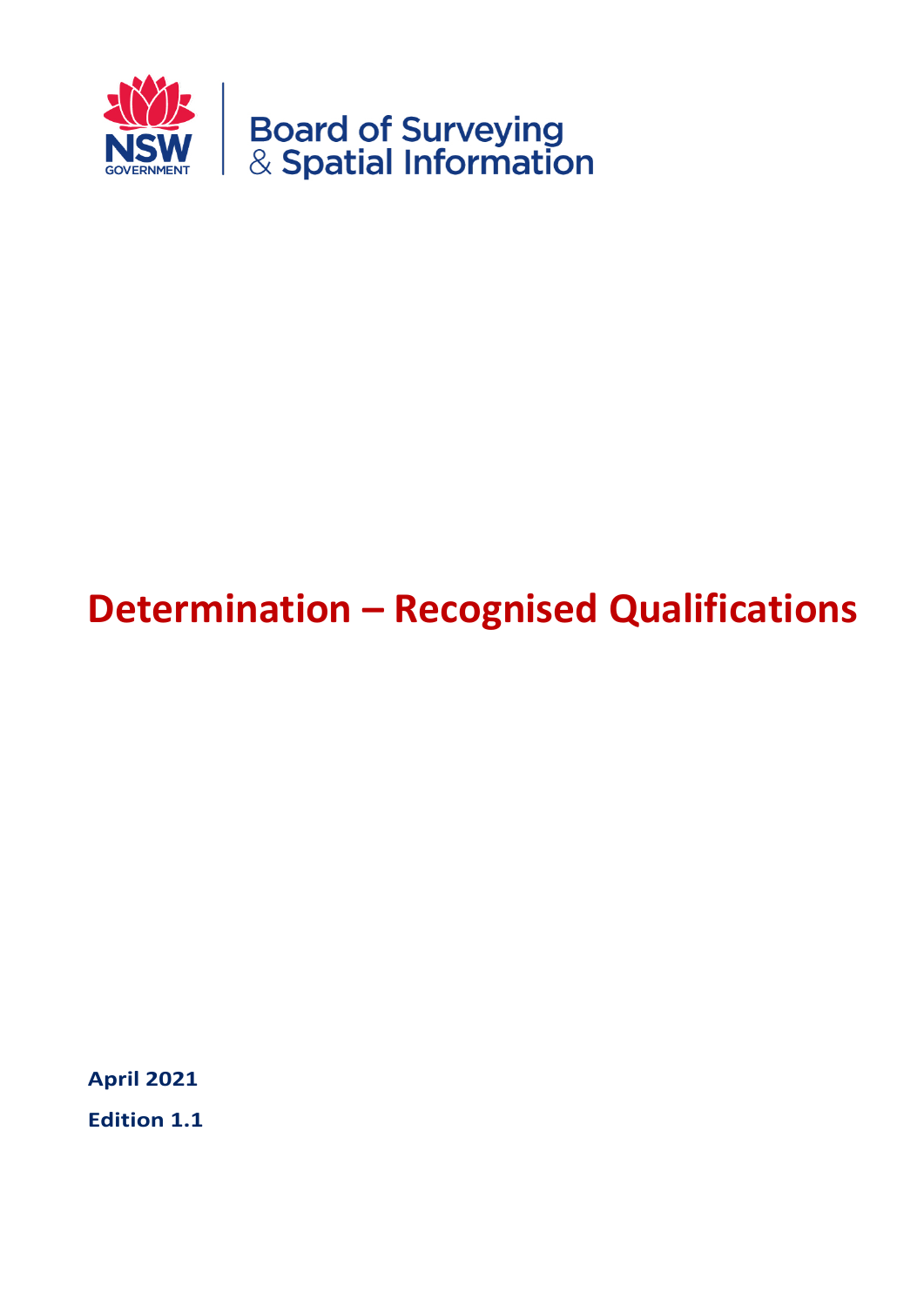NSW GOVERNMENT

Board of Surveying & Spatial Information

# Determination – Recognised Qualifications

**April 2021**

**Edition 1.1**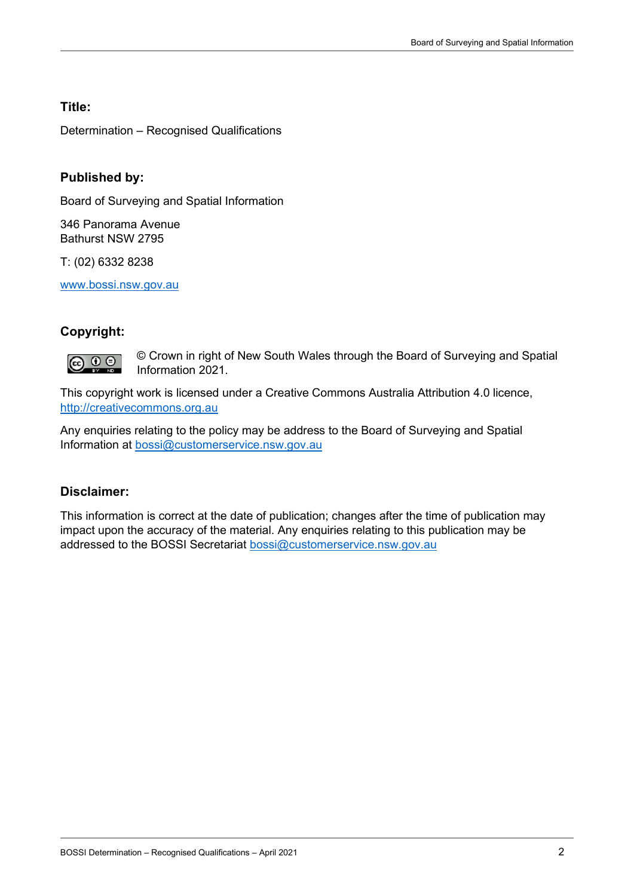**Title:**

Determination – Recognised Qualifications

**Published by:**

Board of Surveying and Spatial Information

346 Panorama Avenue
Bathurst NSW 2795

T: (02) 6332 8238

www.bossi.nsw.gov.au

**Copyright:**

© Crown in right of New South Wales through the Board of Surveying and Spatial Information 2021.

This copyright work is licensed under a Creative Commons Australia Attribution 4.0 licence, http://creativecommons.org.au

Any enquiries relating to the policy may be address to the Board of Surveying and Spatial Information at bossi@customerservice.nsw.gov.au

**Disclaimer:**

This information is correct at the date of publication; changes after the time of publication may impact upon the accuracy of the material. Any enquiries relating to this publication may be addressed to the BOSSI Secretariat bossi@customerservice.nsw.gov.au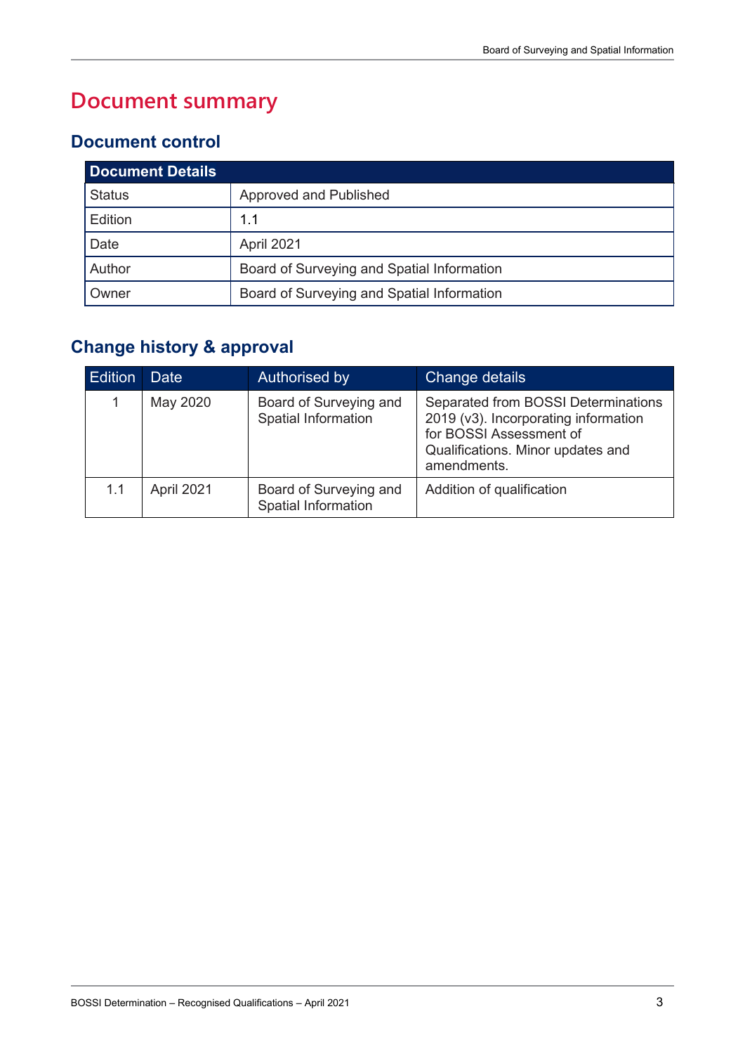# Document summary

## Document control

| Document Details | |
|---|---|
| Status | Approved and Published |
| Edition | 1.1 |
| Date | April 2021 |
| Author | Board of Surveying and Spatial Information |
| Owner | Board of Surveying and Spatial Information |

## Change history & approval

| Edition | Date | Authorised by | Change details |
|---|---|---|---|
| 1 | May 2020 | Board of Surveying and Spatial Information | Separated from BOSSI Determinations 2019 (v3). Incorporating information for BOSSI Assessment of Qualifications. Minor updates and amendments. |
| 1.1 | April 2021 | Board of Surveying and Spatial Information | Addition of qualification |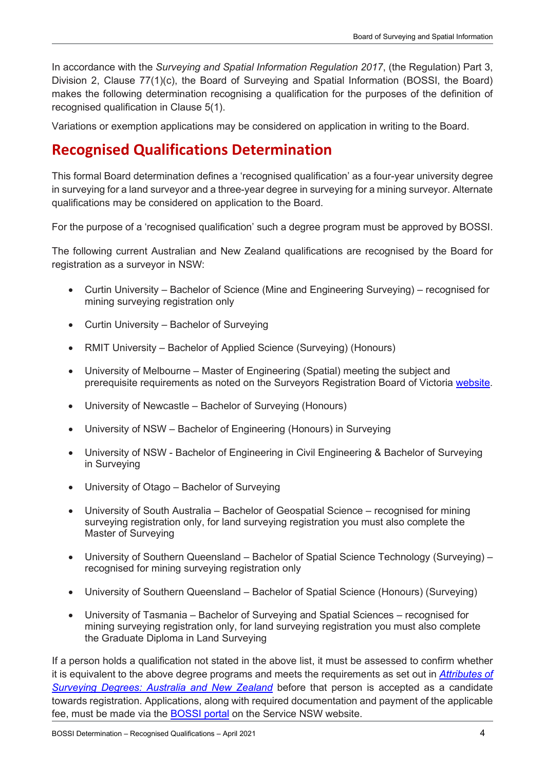In accordance with the *Surveying and Spatial Information Regulation 2017*, (the Regulation) Part 3, Division 2, Clause 77(1)(c), the Board of Surveying and Spatial Information (BOSSI, the Board) makes the following determination recognising a qualification for the purposes of the definition of recognised qualification in Clause 5(1).

Variations or exemption applications may be considered on application in writing to the Board.

# Recognised Qualifications Determination

This formal Board determination defines a 'recognised qualification' as a four-year university degree in surveying for a land surveyor and a three-year degree in surveying for a mining surveyor. Alternate qualifications may be considered on application to the Board.

For the purpose of a 'recognised qualification' such a degree program must be approved by BOSSI.

The following current Australian and New Zealand qualifications are recognised by the Board for registration as a surveyor in NSW:

- Curtin University – Bachelor of Science (Mine and Engineering Surveying) – recognised for mining surveying registration only
- Curtin University – Bachelor of Surveying
- RMIT University – Bachelor of Applied Science (Surveying) (Honours)
- University of Melbourne – Master of Engineering (Spatial) meeting the subject and prerequisite requirements as noted on the Surveyors Registration Board of Victoria [website](website).
- University of Newcastle – Bachelor of Surveying (Honours)
- University of NSW – Bachelor of Engineering (Honours) in Surveying
- University of NSW - Bachelor of Engineering in Civil Engineering & Bachelor of Surveying in Surveying
- University of Otago – Bachelor of Surveying
- University of South Australia – Bachelor of Geospatial Science – recognised for mining surveying registration only, for land surveying registration you must also complete the Master of Surveying
- University of Southern Queensland – Bachelor of Spatial Science Technology (Surveying) – recognised for mining surveying registration only
- University of Southern Queensland – Bachelor of Spatial Science (Honours) (Surveying)
- University of Tasmania – Bachelor of Surveying and Spatial Sciences – recognised for mining surveying registration only, for land surveying registration you must also complete the Graduate Diploma in Land Surveying

If a person holds a qualification not stated in the above list, it must be assessed to confirm whether it is equivalent to the above degree programs and meets the requirements as set out in [*Attributes of Surveying Degrees: Australia and New Zealand*](Attributes of Surveying Degrees: Australia and New Zealand) before that person is accepted as a candidate towards registration. Applications, along with required documentation and payment of the applicable fee, must be made via the [BOSSI portal](BOSSI portal) on the Service NSW website.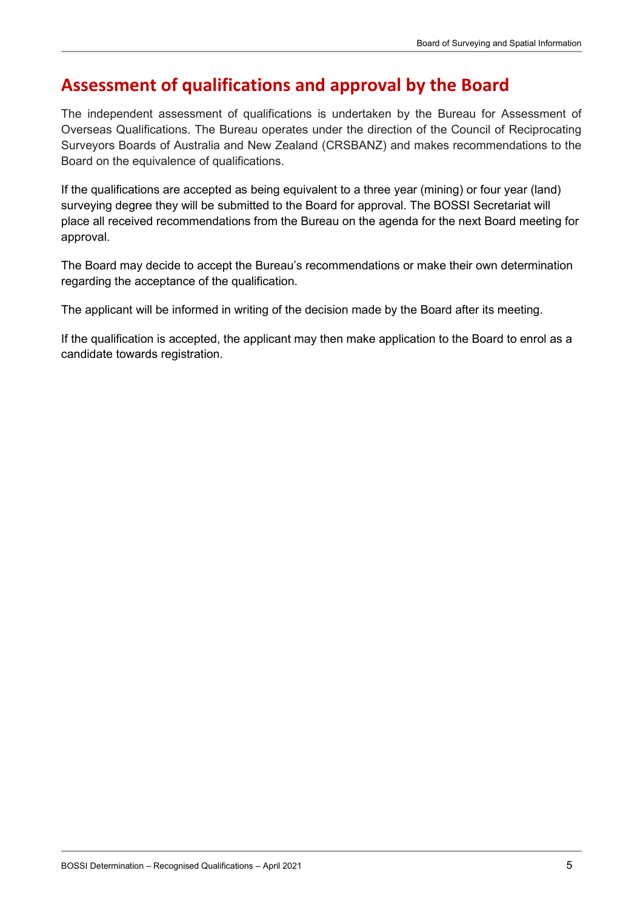## Assessment of qualifications and approval by the Board

The independent assessment of qualifications is undertaken by the Bureau for Assessment of Overseas Qualifications. The Bureau operates under the direction of the Council of Reciprocating Surveyors Boards of Australia and New Zealand (CRSBANZ) and makes recommendations to the Board on the equivalence of qualifications.

If the qualifications are accepted as being equivalent to a three year (mining) or four year (land) surveying degree they will be submitted to the Board for approval. The BOSSI Secretariat will place all received recommendations from the Bureau on the agenda for the next Board meeting for approval.

The Board may decide to accept the Bureau's recommendations or make their own determination regarding the acceptance of the qualification.

The applicant will be informed in writing of the decision made by the Board after its meeting.

If the qualification is accepted, the applicant may then make application to the Board to enrol as a candidate towards registration.